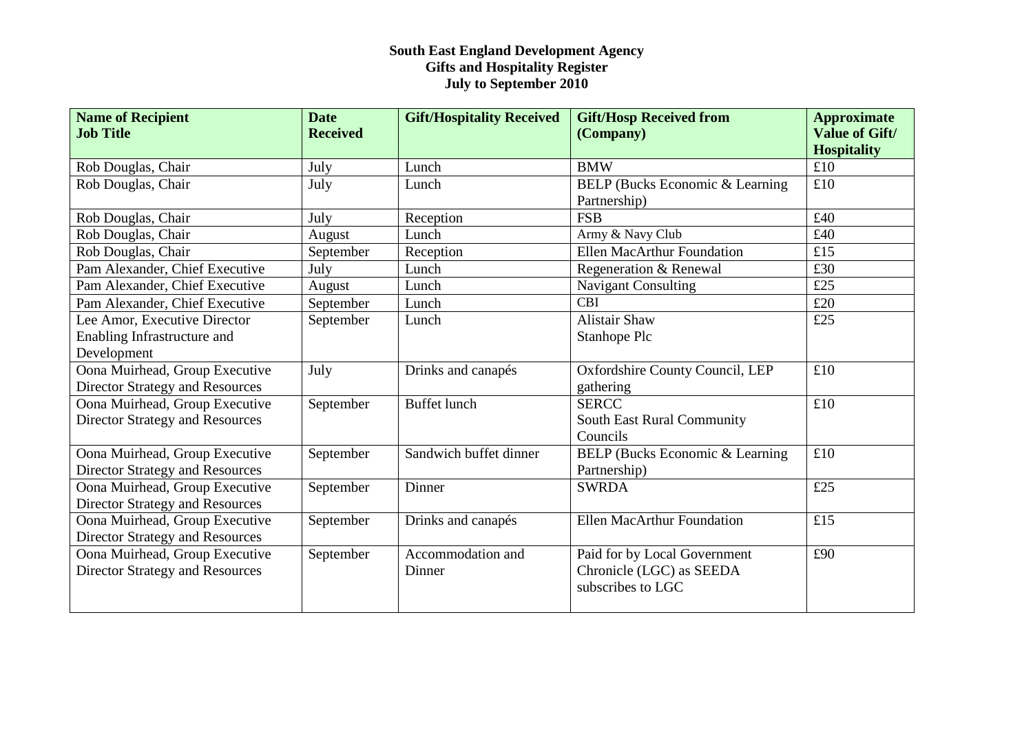**South East England Development Agency**
**Gifts and Hospitality Register**
**July to September 2010**

| Name of Recipient Job Title | Date Received | Gift/Hospitality Received | Gift/Hosp Received from (Company) | Approximate Value of Gift/ Hospitality |
|---|---|---|---|---|
| Rob Douglas, Chair | July | Lunch | BMW | £10 |
| Rob Douglas, Chair | July | Lunch | BELP (Bucks Economic & Learning Partnership) | £10 |
| Rob Douglas, Chair | July | Reception | FSB | £40 |
| Rob Douglas, Chair | August | Lunch | Army & Navy Club | £40 |
| Rob Douglas, Chair | September | Reception | Ellen MacArthur Foundation | £15 |
| Pam Alexander, Chief Executive | July | Lunch | Regeneration & Renewal | £30 |
| Pam Alexander, Chief Executive | August | Lunch | Navigant Consulting | £25 |
| Pam Alexander, Chief Executive | September | Lunch | CBI | £20 |
| Lee Amor, Executive Director Enabling Infrastructure and Development | September | Lunch | Alistair Shaw Stanhope Plc | £25 |
| Oona Muirhead, Group Executive Director Strategy and Resources | July | Drinks and canapés | Oxfordshire County Council, LEP gathering | £10 |
| Oona Muirhead, Group Executive Director Strategy and Resources | September | Buffet lunch | SERCC South East Rural Community Councils | £10 |
| Oona Muirhead, Group Executive Director Strategy and Resources | September | Sandwich buffet dinner | BELP (Bucks Economic & Learning Partnership) | £10 |
| Oona Muirhead, Group Executive Director Strategy and Resources | September | Dinner | SWRDA | £25 |
| Oona Muirhead, Group Executive Director Strategy and Resources | September | Drinks and canapés | Ellen MacArthur Foundation | £15 |
| Oona Muirhead, Group Executive Director Strategy and Resources | September | Accommodation and Dinner | Paid for by Local Government Chronicle (LGC) as SEEDA subscribes to LGC | £90 |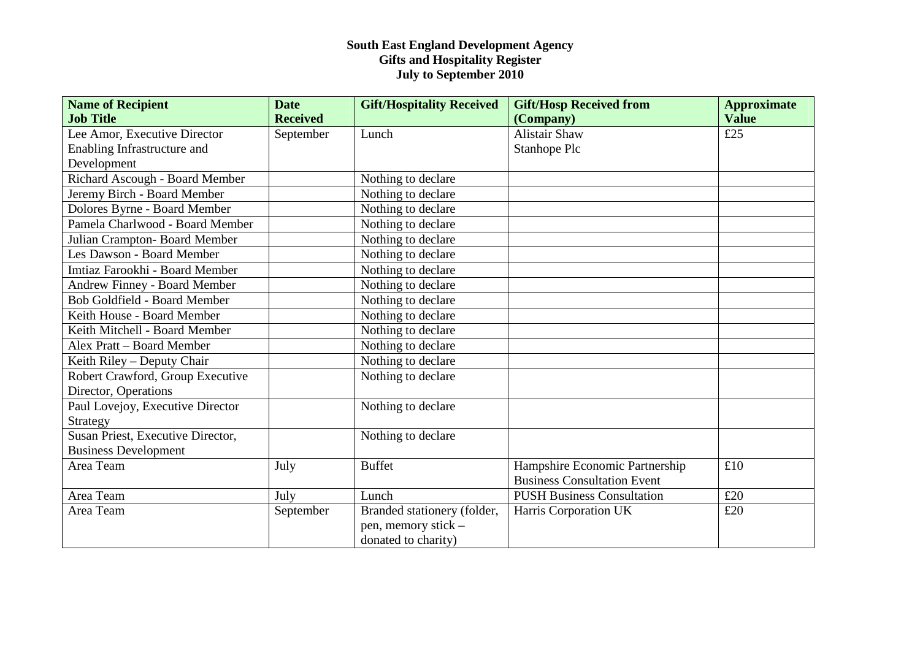# South East England Development Agency
## Gifts and Hospitality Register
## July to September 2010

| Name of Recipient Job Title | Date Received | Gift/Hospitality Received | Gift/Hosp Received from (Company) | Approximate Value |
|---|---|---|---|---|
| Lee Amor, Executive Director Enabling Infrastructure and Development | September | Lunch | Alistair Shaw Stanhope Plc | £25 |
| Richard Ascough - Board Member | | Nothing to declare | | |
| Jeremy Birch - Board Member | | Nothing to declare | | |
| Dolores Byrne - Board Member | | Nothing to declare | | |
| Pamela Charlwood - Board Member | | Nothing to declare | | |
| Julian Crampton- Board Member | | Nothing to declare | | |
| Les Dawson - Board Member | | Nothing to declare | | |
| Imtiaz Farookhi - Board Member | | Nothing to declare | | |
| Andrew Finney - Board Member | | Nothing to declare | | |
| Bob Goldfield - Board Member | | Nothing to declare | | |
| Keith House - Board Member | | Nothing to declare | | |
| Keith Mitchell - Board Member | | Nothing to declare | | |
| Alex Pratt – Board Member | | Nothing to declare | | |
| Keith Riley – Deputy Chair | | Nothing to declare | | |
| Robert Crawford, Group Executive Director, Operations | | Nothing to declare | | |
| Paul Lovejoy, Executive Director Strategy | | Nothing to declare | | |
| Susan Priest, Executive Director, Business Development | | Nothing to declare | | |
| Area Team | July | Buffet | Hampshire Economic Partnership Business Consultation Event | £10 |
| Area Team | July | Lunch | PUSH Business Consultation | £20 |
| Area Team | September | Branded stationery (folder, pen, memory stick – donated to charity) | Harris Corporation UK | £20 |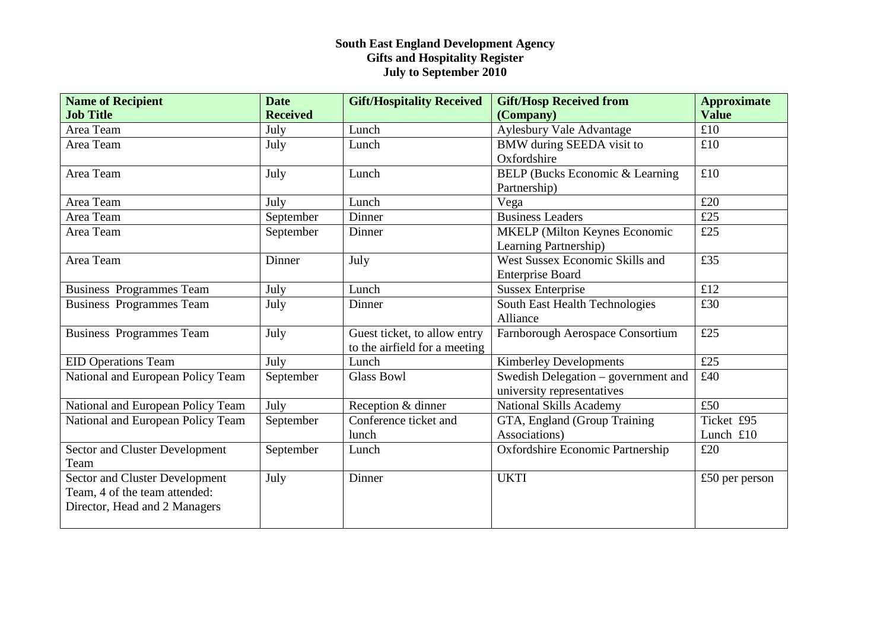**South East England Development Agency**
**Gifts and Hospitality Register**
**July to September 2010**

| **Name of Recipient**<br>**Job Title** | **Date Received** | **Gift/Hospitality Received** | **Gift/Hosp Received from (Company)** | **Approximate Value** |
|---|---|---|---|---|
| Area Team | July | Lunch | Aylesbury Vale Advantage | £10 |
| Area Team | July | Lunch | BMW during SEEDA visit to Oxfordshire | £10 |
| Area Team | July | Lunch | BELP (Bucks Economic & Learning Partnership) | £10 |
| Area Team | July | Lunch | Vega | £20 |
| Area Team | September | Dinner | Business Leaders | £25 |
| Area Team | September | Dinner | MKELP (Milton Keynes Economic Learning Partnership) | £25 |
| Area Team | Dinner | July | West Sussex Economic Skills and Enterprise Board | £35 |
| Business Programmes Team | July | Lunch | Sussex Enterprise | £12 |
| Business Programmes Team | July | Dinner | South East Health Technologies Alliance | £30 |
| Business Programmes Team | July | Guest ticket, to allow entry to the airfield for a meeting | Farnborough Aerospace Consortium | £25 |
| EID Operations Team | July | Lunch | Kimberley Developments | £25 |
| National and European Policy Team | September | Glass Bowl | Swedish Delegation – government and university representatives | £40 |
| National and European Policy Team | July | Reception & dinner | National Skills Academy | £50 |
| National and European Policy Team | September | Conference ticket and lunch | GTA, England (Group Training Associations) | Ticket £95<br>Lunch £10 |
| Sector and Cluster Development Team | September | Lunch | Oxfordshire Economic Partnership | £20 |
| Sector and Cluster Development Team, 4 of the team attended: Director, Head and 2 Managers | July | Dinner | UKTI | £50 per person |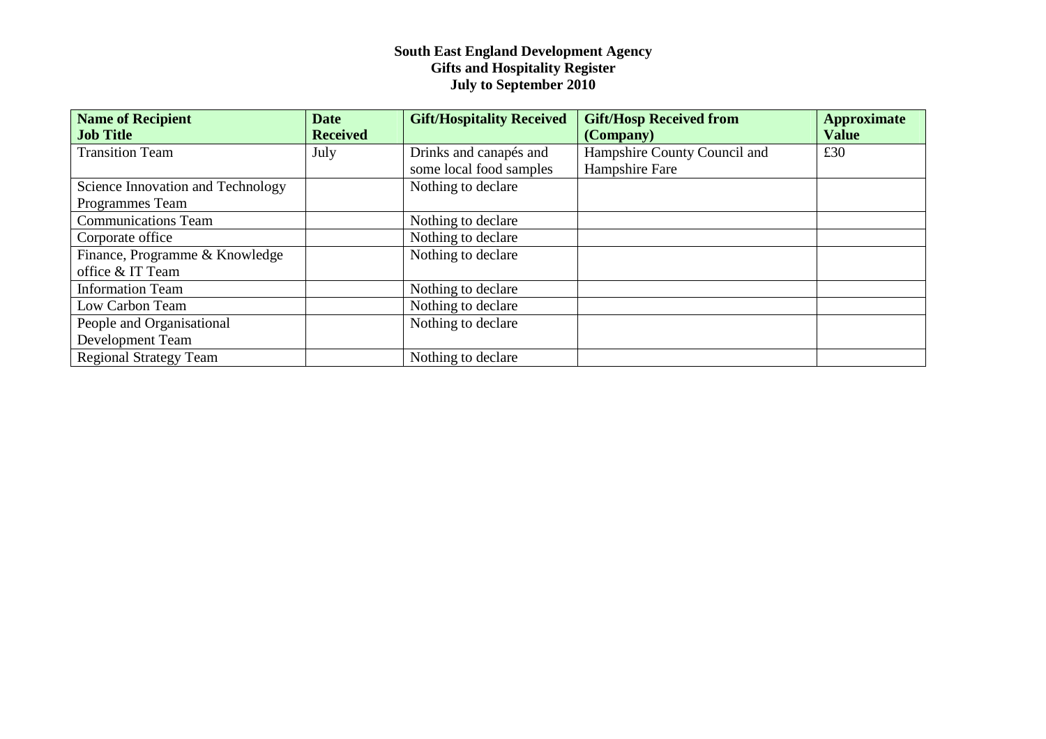**South East England Development Agency**
**Gifts and Hospitality Register**
**July to September 2010**

| Name of Recipient Job Title | Date Received | Gift/Hospitality Received | Gift/Hosp Received from (Company) | Approximate Value |
|---|---|---|---|---|
| Transition Team | July | Drinks and canapés and some local food samples | Hampshire County Council and Hampshire Fare | £30 |
| Science Innovation and Technology Programmes Team | | Nothing to declare | | |
| Communications Team | | Nothing to declare | | |
| Corporate office | | Nothing to declare | | |
| Finance, Programme & Knowledge office & IT Team | | Nothing to declare | | |
| Information Team | | Nothing to declare | | |
| Low Carbon Team | | Nothing to declare | | |
| People and Organisational Development Team | | Nothing to declare | | |
| Regional Strategy Team | | Nothing to declare | | |